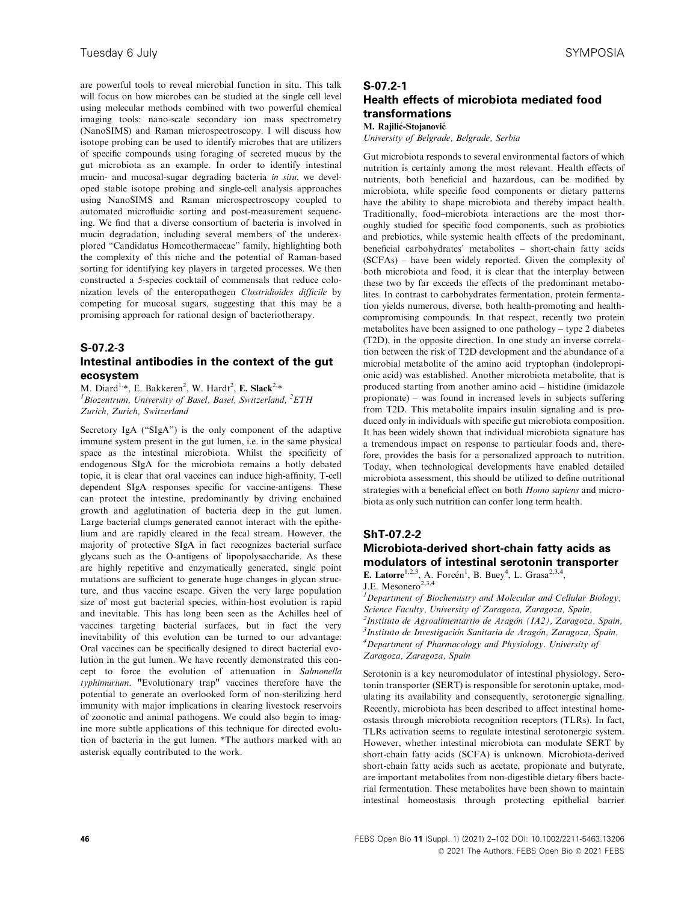are powerful tools to reveal microbial function in situ. This talk will focus on how microbes can be studied at the single cell level using molecular methods combined with two powerful chemical imaging tools: nano-scale secondary ion mass spectrometry (NanoSIMS) and Raman microspectroscopy. I will discuss how isotope probing can be used to identify microbes that are utilizers of specific compounds using foraging of secreted mucus by the gut microbiota as an example. In order to identify intestinal mucin- and mucosal-sugar degrading bacteria *in situ*, we developed stable isotope probing and single-cell analysis approaches using NanoSIMS and Raman microspectroscopy coupled to automated microfluidic sorting and post-measurement sequencing. We find that a diverse consortium of bacteria is involved in mucin degradation, including several members of the underexplored "Candidatus Homeothermaceae" family, highlighting both the complexity of this niche and the potential of Raman-based sorting for identifying key players in targeted processes. We then constructed a 5-species cocktail of commensals that reduce colonization levels of the enteropathogen *Clostridioides difficile* by competing for mucosal sugars, suggesting that this may be a promising approach for rational design of bacteriotherapy.

## S-07.2-3

## Intestinal antibodies in the context of the gut ecosystem

M. Diard[1,*], E. Bakkeren[2], W. Hardt[2], **E. Slack**[2,*]

[1]*Biozentrum, University of Basel, Basel, Switzerland,* [2]*ETH Zurich, Zurich, Switzerland*

Secretory IgA ("SIgA") is the only component of the adaptive immune system present in the gut lumen, i.e. in the same physical space as the intestinal microbiota. Whilst the specificity of endogenous SIgA for the microbiota remains a hotly debated topic, it is clear that oral vaccines can induce high-affinity, T-cell dependent SIgA responses specific for vaccine-antigens. These can protect the intestine, predominantly by driving enchained growth and agglutination of bacteria deep in the gut lumen. Large bacterial clumps generated cannot interact with the epithelium and are rapidly cleared in the fecal stream. However, the majority of protective SIgA in fact recognizes bacterial surface glycans such as the O-antigens of lipopolysaccharide. As these are highly repetitive and enzymatically generated, single point mutations are sufficient to generate huge changes in glycan structure, and thus vaccine escape. Given the very large population size of most gut bacterial species, within-host evolution is rapid and inevitable. This has long been seen as the Achilles heel of vaccines targeting bacterial surfaces, but in fact the very inevitability of this evolution can be turned to our advantage: Oral vaccines can be specifically designed to direct bacterial evolution in the gut lumen. We have recently demonstrated this concept to force the evolution of attenuation in *Salmonella typhimurium*. "Evolutionary trap" vaccines therefore have the potential to generate an overlooked form of non-sterilizing herd immunity with major implications in clearing livestock reservoirs of zoonotic and animal pathogens. We could also begin to imagine more subtle applications of this technique for directed evolution of bacteria in the gut lumen. *The authors marked with an asterisk equally contributed to the work.

## S-07.2-1

## Health effects of microbiota mediated food transformations

**M. Rajilić-Stojanović**

*University of Belgrade, Belgrade, Serbia*

Gut microbiota responds to several environmental factors of which nutrition is certainly among the most relevant. Health effects of nutrients, both beneficial and hazardous, can be modified by microbiota, while specific food components or dietary patterns have the ability to shape microbiota and thereby impact health. Traditionally, food–microbiota interactions are the most thoroughly studied for specific food components, such as probiotics and prebiotics, while systemic health effects of the predominant, beneficial carbohydrates' metabolites – short-chain fatty acids (SCFAs) – have been widely reported. Given the complexity of both microbiota and food, it is clear that the interplay between these two by far exceeds the effects of the predominant metabolites. In contrast to carbohydrates fermentation, protein fermentation yields numerous, diverse, both health-promoting and health-compromising compounds. In that respect, recently two protein metabolites have been assigned to one pathology – type 2 diabetes (T2D), in the opposite direction. In one study an inverse correlation between the risk of T2D development and the abundance of a microbial metabolite of the amino acid tryptophan (indolepropionic acid) was established. Another microbiota metabolite, that is produced starting from another amino acid – histidine (imidazole propionate) – was found in increased levels in subjects suffering from T2D. This metabolite impairs insulin signaling and is produced only in individuals with specific gut microbiota composition. It has been widely shown that individual microbiota signature has a tremendous impact on response to particular foods and, therefore, provides the basis for a personalized approach to nutrition. Today, when technological developments have enabled detailed microbiota assessment, this should be utilized to define nutritional strategies with a beneficial effect on both *Homo sapiens* and microbiota as only such nutrition can confer long term health.

## ShT-07.2-2

## Microbiota-derived short-chain fatty acids as modulators of intestinal serotonin transporter

**E. Latorre**[1,2,3], A. Forcén[1], B. Buey[4], L. Grasa[2,3,4], J.E. Mesonero[2,3,4]

[1]*Department of Biochemistry and Molecular and Cellular Biology, Science Faculty, University of Zaragoza, Zaragoza, Spain,* [2]*Instituto de Agroalimentartio de Aragón (IA2), Zaragoza, Spain,* [3]*Instituto de Investigación Sanitaria de Aragón, Zaragoza, Spain,* [4]*Department of Pharmacology and Physiology. University of Zaragoza, Zaragoza, Spain*

Serotonin is a key neuromodulator of intestinal physiology. Serotonin transporter (SERT) is responsible for serotonin uptake, modulating its availability and consequently, serotonergic signalling. Recently, microbiota has been described to affect intestinal homeostasis through microbiota recognition receptors (TLRs). In fact, TLRs activation seems to regulate intestinal serotonergic system. However, whether intestinal microbiota can modulate SERT by short-chain fatty acids (SCFA) is unknown. Microbiota-derived short-chain fatty acids such as acetate, propionate and butyrate, are important metabolites from non-digestible dietary fibers bacterial fermentation. These metabolites have been shown to maintain intestinal homeostasis through protecting epithelial barrier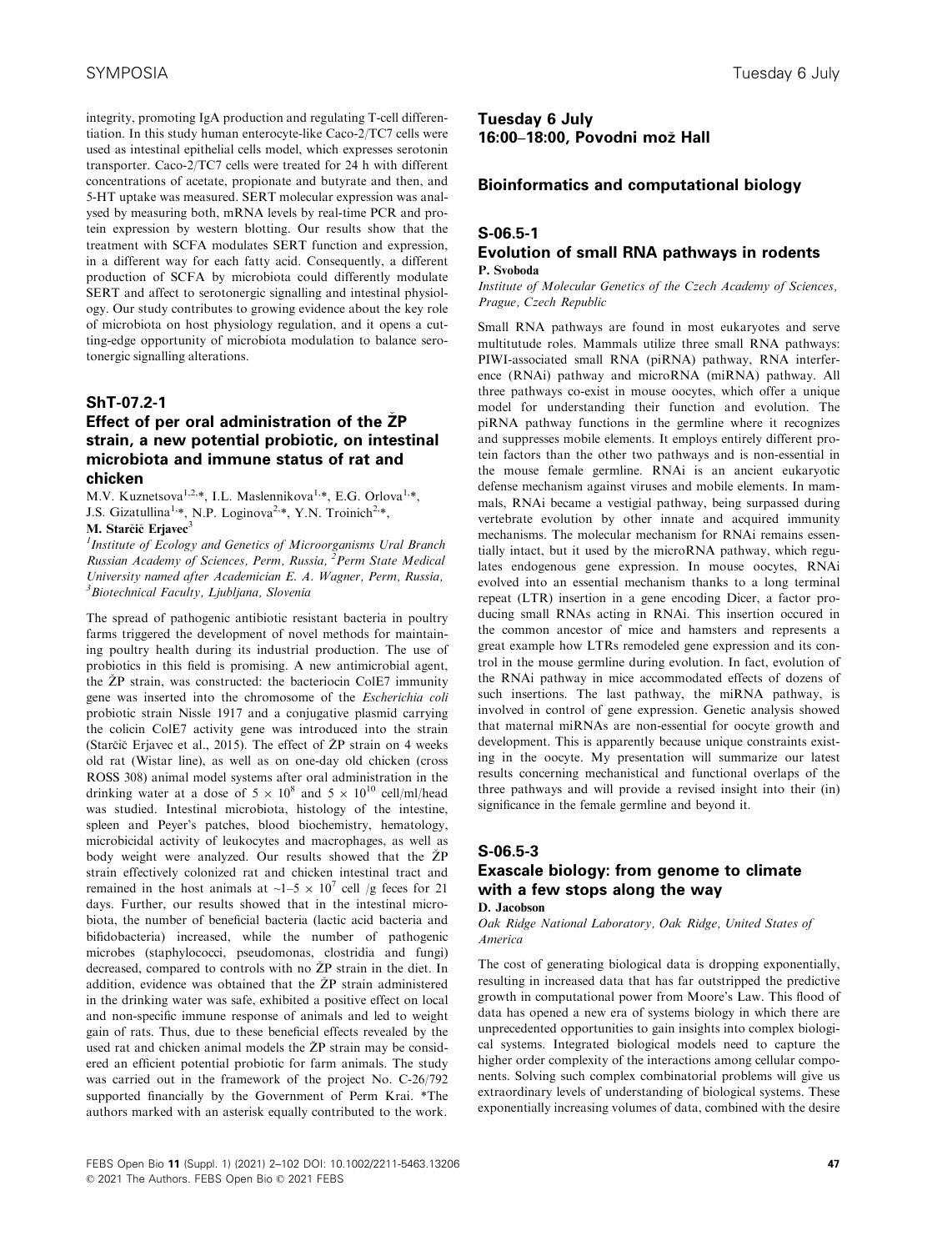integrity, promoting IgA production and regulating T-cell differentiation. In this study human enterocyte-like Caco-2/TC7 cells were used as intestinal epithelial cells model, which expresses serotonin transporter. Caco-2/TC7 cells were treated for 24 h with different concentrations of acetate, propionate and butyrate and then, and 5-HT uptake was measured. SERT molecular expression was analysed by measuring both, mRNA levels by real-time PCR and protein expression by western blotting. Our results show that the treatment with SCFA modulates SERT function and expression, in a different way for each fatty acid. Consequently, a different production of SCFA by microbiota could differently modulate SERT and affect to serotonergic signalling and intestinal physiology. Our study contributes to growing evidence about the key role of microbiota on host physiology regulation, and it opens a cutting-edge opportunity of microbiota modulation to balance serotonergic signalling alterations.

## ShT-07.2-1

### Effect of per oral administration of the ŽP strain, a new potential probiotic, on intestinal microbiota and immune status of rat and chicken

M.V. Kuznetsova[1,2,*], I.L. Maslennikova[1,*], E.G. Orlova[1,*], J.S. Gizatullina[1,*], N.P. Loginova[2,*], Y.N. Troinich[2,*], **M. Starčič Erjavec**[3]

[1]*Institute of Ecology and Genetics of Microorganisms Ural Branch Russian Academy of Sciences, Perm, Russia,* [2]*Perm State Medical University named after Academician E. A. Wagner, Perm, Russia,* [3]*Biotechnical Faculty, Ljubljana, Slovenia*

The spread of pathogenic antibiotic resistant bacteria in poultry farms triggered the development of novel methods for maintaining poultry health during its industrial production. The use of probiotics in this field is promising. A new antimicrobial agent, the ŽP strain, was constructed: the bacteriocin ColE7 immunity gene was inserted into the chromosome of the *Escherichia coli* probiotic strain Nissle 1917 and a conjugative plasmid carrying the colicin ColE7 activity gene was introduced into the strain (Starčič Erjavec et al., 2015). The effect of ŽP strain on 4 weeks old rat (Wistar line), as well as on one-day old chicken (cross ROSS 308) animal model systems after oral administration in the drinking water at a dose of $5 \times 10^8$ and $5 \times 10^{10}$ cell/ml/head was studied. Intestinal microbiota, histology of the intestine, spleen and Peyer's patches, blood biochemistry, hematology, microbicidal activity of leukocytes and macrophages, as well as body weight were analyzed. Our results showed that the ŽP strain effectively colonized rat and chicken intestinal tract and remained in the host animals at $\sim 1\text{–}5 \times 10^7$ cell /g feces for 21 days. Further, our results showed that in the intestinal microbiota, the number of beneficial bacteria (lactic acid bacteria and bifidobacteria) increased, while the number of pathogenic microbes (staphylococci, pseudomonas, clostridia and fungi) decreased, compared to controls with no ŽP strain in the diet. In addition, evidence was obtained that the ŽP strain administered in the drinking water was safe, exhibited a positive effect on local and non-specific immune response of animals and led to weight gain of rats. Thus, due to these beneficial effects revealed by the used rat and chicken animal models the ŽP strain may be considered an efficient potential probiotic for farm animals. The study was carried out in the framework of the project No. C-26/792 supported financially by the Government of Perm Krai. *The authors marked with an asterisk equally contributed to the work.

**Tuesday 6 July**
**16:00–18:00, Povodni mož Hall**

## Bioinformatics and computational biology

## S-06.5-1

### Evolution of small RNA pathways in rodents

**P. Svoboda**

*Institute of Molecular Genetics of the Czech Academy of Sciences, Prague, Czech Republic*

Small RNA pathways are found in most eukaryotes and serve multitutude roles. Mammals utilize three small RNA pathways: PIWI-associated small RNA (piRNA) pathway, RNA interference (RNAi) pathway and microRNA (miRNA) pathway. All three pathways co-exist in mouse oocytes, which offer a unique model for understanding their function and evolution. The piRNA pathway functions in the germline where it recognizes and suppresses mobile elements. It employs entirely different protein factors than the other two pathways and is non-essential in the mouse female germline. RNAi is an ancient eukaryotic defense mechanism against viruses and mobile elements. In mammals, RNAi became a vestigial pathway, being surpassed during vertebrate evolution by other innate and acquired immunity mechanisms. The molecular mechanism for RNAi remains essentially intact, but it used by the microRNA pathway, which regulates endogenous gene expression. In mouse oocytes, RNAi evolved into an essential mechanism thanks to a long terminal repeat (LTR) insertion in a gene encoding Dicer, a factor producing small RNAs acting in RNAi. This insertion occured in the common ancestor of mice and hamsters and represents a great example how LTRs remodeled gene expression and its control in the mouse germline during evolution. In fact, evolution of the RNAi pathway in mice accommodated effects of dozens of such insertions. The last pathway, the miRNA pathway, is involved in control of gene expression. Genetic analysis showed that maternal miRNAs are non-essential for oocyte growth and development. This is apparently because unique constraints existing in the oocyte. My presentation will summarize our latest results concerning mechanistical and functional overlaps of the three pathways and will provide a revised insight into their (in) significance in the female germline and beyond it.

## S-06.5-3

### Exascale biology: from genome to climate with a few stops along the way

**D. Jacobson**

*Oak Ridge National Laboratory, Oak Ridge, United States of America*

The cost of generating biological data is dropping exponentially, resulting in increased data that has far outstripped the predictive growth in computational power from Moore's Law. This flood of data has opened a new era of systems biology in which there are unprecedented opportunities to gain insights into complex biological systems. Integrated biological models need to capture the higher order complexity of the interactions among cellular components. Solving such complex combinatorial problems will give us extraordinary levels of understanding of biological systems. These exponentially increasing volumes of data, combined with the desire